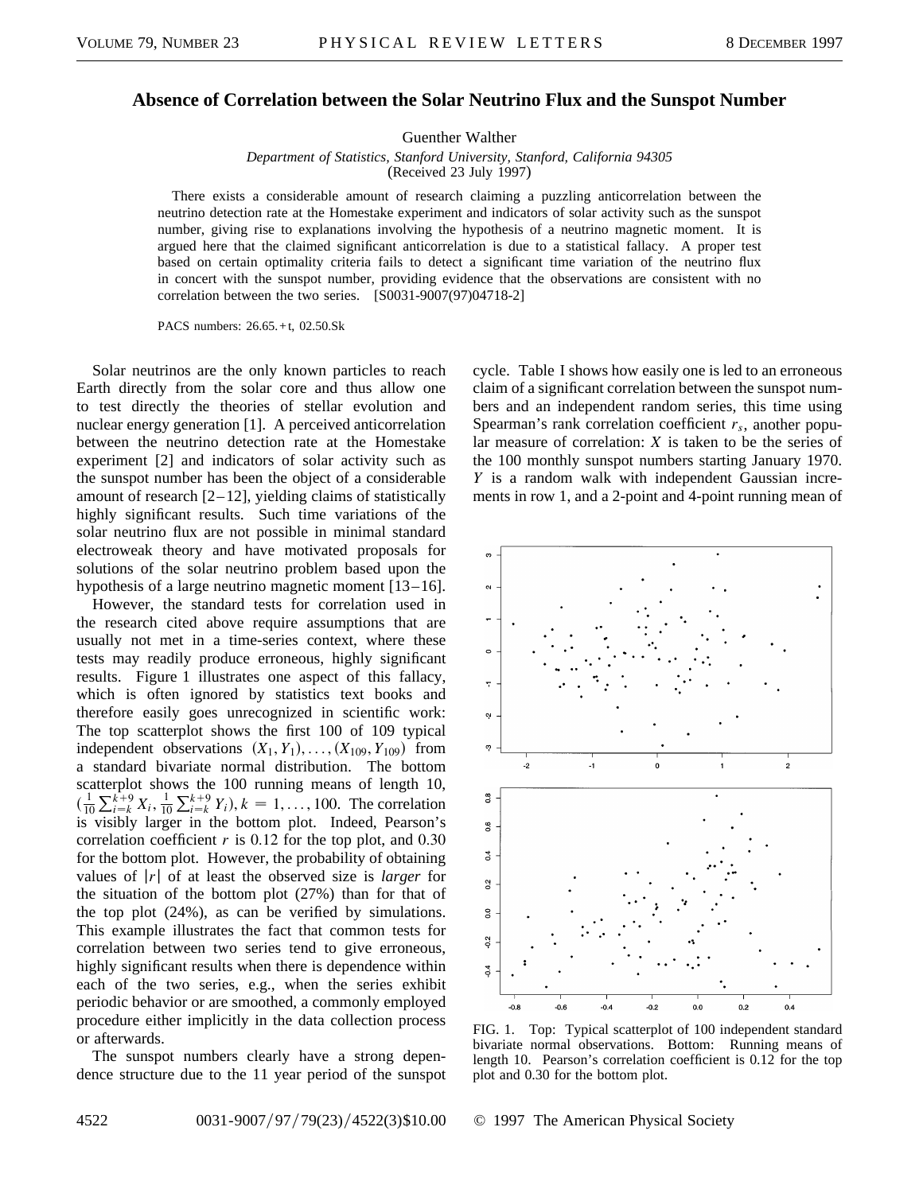# Absence of Correlation between the Solar Neutrino Flux and the Sunspot Number

Guenther Walther

*Department of Statistics, Stanford University, Stanford, California 94305*

(Received 23 July 1997)

There exists a considerable amount of research claiming a puzzling anticorrelation between the neutrino detection rate at the Homestake experiment and indicators of solar activity such as the sunspot number, giving rise to explanations involving the hypothesis of a neutrino magnetic moment. It is argued here that the claimed significant anticorrelation is due to a statistical fallacy. A proper test based on certain optimality criteria fails to detect a significant time variation of the neutrino flux in concert with the sunspot number, providing evidence that the observations are consistent with no correlation between the two series. [S0031-9007(97)04718-2]

PACS numbers: 26.65.+t, 02.50.Sk

Solar neutrinos are the only known particles to reach Earth directly from the solar core and thus allow one to test directly the theories of stellar evolution and nuclear energy generation [1]. A perceived anticorrelation between the neutrino detection rate at the Homestake experiment [2] and indicators of solar activity such as the sunspot number has been the object of a considerable amount of research [2–12], yielding claims of statistically highly significant results. Such time variations of the solar neutrino flux are not possible in minimal standard electroweak theory and have motivated proposals for solutions of the solar neutrino problem based upon the hypothesis of a large neutrino magnetic moment [13–16].

However, the standard tests for correlation used in the research cited above require assumptions that are usually not met in a time-series context, where these tests may readily produce erroneous, highly significant results. Figure 1 illustrates one aspect of this fallacy, which is often ignored by statistics text books and therefore easily goes unrecognized in scientific work: The top scatterplot shows the first 100 of 109 typical independent observations $(X_1, Y_1), \ldots, (X_{109}, Y_{109})$ from a standard bivariate normal distribution. The bottom scatterplot shows the 100 running means of length 10, $(\frac{1}{10}\sum_{i=k}^{k+9} X_i, \frac{1}{10}\sum_{i=k}^{k+9} Y_i), k = 1, \ldots, 100$. The correlation is visibly larger in the bottom plot. Indeed, Pearson's correlation coefficient $r$ is 0.12 for the top plot, and 0.30 for the bottom plot. However, the probability of obtaining values of $|r|$ of at least the observed size is *larger* for the situation of the bottom plot (27%) than for that of the top plot (24%), as can be verified by simulations. This example illustrates the fact that common tests for correlation between two series tend to give erroneous, highly significant results when there is dependence within each of the two series, e.g., when the series exhibit periodic behavior or are smoothed, a commonly employed procedure either implicitly in the data collection process or afterwards.

The sunspot numbers clearly have a strong dependence structure due to the 11 year period of the sunspot cycle. Table I shows how easily one is led to an erroneous claim of a significant correlation between the sunspot numbers and an independent random series, this time using Spearman's rank correlation coefficient $r_s$, another popular measure of correlation: $X$ is taken to be the series of the 100 monthly sunspot numbers starting January 1970. $Y$ is a random walk with independent Gaussian increments in row 1, and a 2-point and 4-point running mean of

FIG. 1. Top: Typical scatterplot of 100 independent standard bivariate normal observations. Bottom: Running means of length 10. Pearson's correlation coefficient is 0.12 for the top plot and 0.30 for the bottom plot.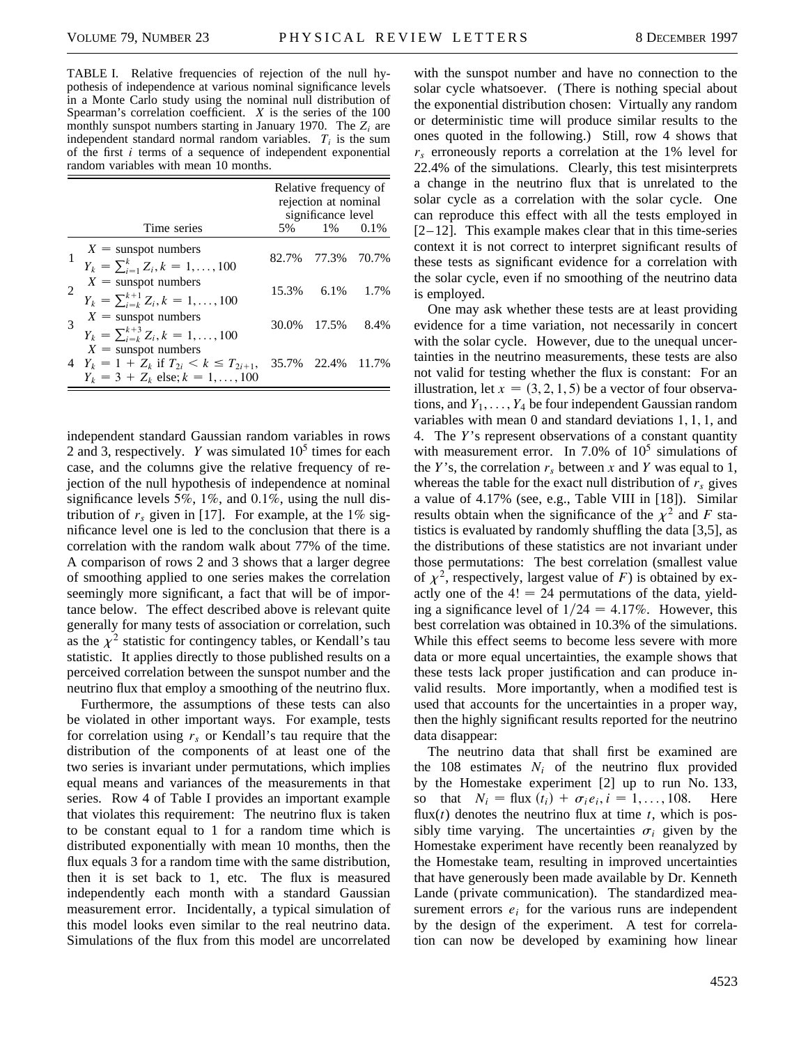TABLE I. Relative frequencies of rejection of the null hypothesis of independence at various nominal significance levels in a Monte Carlo study using the nominal null distribution of Spearman's correlation coefficient. $X$ is the series of the 100 monthly sunspot numbers starting in January 1970. The $Z_i$ are independent standard normal random variables. $T_i$ is the sum of the first $i$ terms of a sequence of independent exponential random variables with mean 10 months.

| | Time series | Relative frequency of rejection at nominal significance level 5% | 1% | 0.1% |
|---|---|---|---|---|
| 1 | $X$ = sunspot numbers $Y_k = \sum_{i=1}^{k} Z_i, k = 1, \ldots, 100$ | 82.7% | 77.3% | 70.7% |
| 2 | $X$ = sunspot numbers $Y_k = \sum_{i=k}^{k+1} Z_i, k = 1, \ldots, 100$ | 15.3% | 6.1% | 1.7% |
| 3 | $X$ = sunspot numbers $Y_k = \sum_{i=k}^{k+3} Z_i, k = 1, \ldots, 100$ | 30.0% | 17.5% | 8.4% |
| 4 | $X$ = sunspot numbers $Y_k = 1 + Z_k$ if $T_{2i} < k \leq T_{2i+1}$, $Y_k = 3 + Z_k$ else; $k = 1, \ldots, 100$ | 35.7% | 22.4% | 11.7% |

independent standard Gaussian random variables in rows 2 and 3, respectively. $Y$ was simulated $10^5$ times for each case, and the columns give the relative frequency of rejection of the null hypothesis of independence at nominal significance levels 5%, 1%, and 0.1%, using the null distribution of $r_s$ given in [17]. For example, at the 1% significance level one is led to the conclusion that there is a correlation with the random walk about 77% of the time. A comparison of rows 2 and 3 shows that a larger degree of smoothing applied to one series makes the correlation seemingly more significant, a fact that will be of importance below. The effect described above is relevant quite generally for many tests of association or correlation, such as the $\chi^2$ statistic for contingency tables, or Kendall's tau statistic. It applies directly to those published results on a perceived correlation between the sunspot number and the neutrino flux that employ a smoothing of the neutrino flux.

Furthermore, the assumptions of these tests can also be violated in other important ways. For example, tests for correlation using $r_s$ or Kendall's tau require that the distribution of the components of at least one of the two series is invariant under permutations, which implies equal means and variances of the measurements in that series. Row 4 of Table I provides an important example that violates this requirement: The neutrino flux is taken to be constant equal to 1 for a random time which is distributed exponentially with mean 10 months, then the flux equals 3 for a random time with the same distribution, then it is set back to 1, etc. The flux is measured independently each month with a standard Gaussian measurement error. Incidentally, a typical simulation of this model looks even similar to the real neutrino data. Simulations of the flux from this model are uncorrelated with the sunspot number and have no connection to the solar cycle whatsoever. (There is nothing special about the exponential distribution chosen: Virtually any random or deterministic time will produce similar results to the ones quoted in the following.) Still, row 4 shows that $r_s$ erroneously reports a correlation at the 1% level for 22.4% of the simulations. Clearly, this test misinterprets a change in the neutrino flux that is unrelated to the solar cycle as a correlation with the solar cycle. One can reproduce this effect with all the tests employed in [2–12]. This example makes clear that in this time-series context it is not correct to interpret significant results of these tests as significant evidence for a correlation with the solar cycle, even if no smoothing of the neutrino data is employed.

One may ask whether these tests are at least providing evidence for a time variation, not necessarily in concert with the solar cycle. However, due to the unequal uncertainties in the neutrino measurements, these tests are also not valid for testing whether the flux is constant: For an illustration, let $x = (3, 2, 1, 5)$ be a vector of four observations, and $Y_1, \ldots, Y_4$ be four independent Gaussian random variables with mean 0 and standard deviations 1, 1, 1, and 4. The $Y$'s represent observations of a constant quantity with measurement error. In 7.0% of $10^5$ simulations of the $Y$'s, the correlation $r_s$ between $x$ and $Y$ was equal to 1, whereas the table for the exact null distribution of $r_s$ gives a value of 4.17% (see, e.g., Table VIII in [18]). Similar results obtain when the significance of the $\chi^2$ and $F$ statistics is evaluated by randomly shuffling the data [3,5], as the distributions of these statistics are not invariant under those permutations: The best correlation (smallest value of $\chi^2$, respectively, largest value of $F$) is obtained by exactly one of the $4! = 24$ permutations of the data, yielding a significance level of $1/24 = 4.17\%$. However, this best correlation was obtained in 10.3% of the simulations. While this effect seems to become less severe with more data or more equal uncertainties, the example shows that these tests lack proper justification and can produce invalid results. More importantly, when a modified test is used that accounts for the uncertainties in a proper way, then the highly significant results reported for the neutrino data disappear:

The neutrino data that shall first be examined are the 108 estimates $N_i$ of the neutrino flux provided by the Homestake experiment [2] up to run No. 133, so that $N_i = \text{flux}(t_i) + \sigma_i e_i, i = 1, \ldots, 108$. Here $\text{flux}(t)$ denotes the neutrino flux at time $t$, which is possibly time varying. The uncertainties $\sigma_i$ given by the Homestake experiment have recently been reanalyzed by the Homestake team, resulting in improved uncertainties that have generously been made available by Dr. Kenneth Lande (private communication). The standardized measurement errors $e_i$ for the various runs are independent by the design of the experiment. A test for correlation can now be developed by examining how linear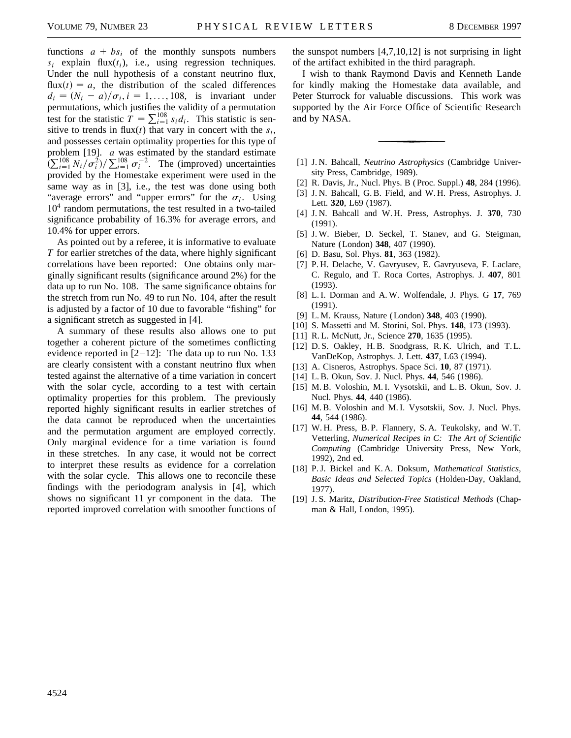functions $a + bs_i$ of the monthly sunspots numbers $s_i$ explain $\text{flux}(t_i)$, i.e., using regression techniques. Under the null hypothesis of a constant neutrino flux, $\text{flux}(t) = a$, the distribution of the scaled differences $d_i = (N_i - a)/\sigma_i, i = 1, \ldots, 108$, is invariant under permutations, which justifies the validity of a permutation test for the statistic $T = \sum_{i=1}^{108} s_i d_i$. This statistic is sensitive to trends in $\text{flux}(t)$ that vary in concert with the $s_i$, and possesses certain optimality properties for this type of problem [19]. $a$ was estimated by the standard estimate $(\sum_{i=1}^{108} N_i/\sigma_i^2)/\sum_{i=1}^{108} \sigma_i^{-2}$. The (improved) uncertainties provided by the Homestake experiment were used in the same way as in [3], i.e., the test was done using both "average errors" and "upper errors" for the $\sigma_i$. Using $10^4$ random permutations, the test resulted in a two-tailed significance probability of 16.3% for average errors, and 10.4% for upper errors.

As pointed out by a referee, it is informative to evaluate $T$ for earlier stretches of the data, where highly significant correlations have been reported: One obtains only marginally significant results (significance around 2%) for the data up to run No. 108. The same significance obtains for the stretch from run No. 49 to run No. 104, after the result is adjusted by a factor of 10 due to favorable "fishing" for a significant stretch as suggested in [4].

A summary of these results also allows one to put together a coherent picture of the sometimes conflicting evidence reported in [2–12]: The data up to run No. 133 are clearly consistent with a constant neutrino flux when tested against the alternative of a time variation in concert with the solar cycle, according to a test with certain optimality properties for this problem. The previously reported highly significant results in earlier stretches of the data cannot be reproduced when the uncertainties and the permutation argument are employed correctly. Only marginal evidence for a time variation is found in these stretches. In any case, it would not be correct to interpret these results as evidence for a correlation with the solar cycle. This allows one to reconcile these findings with the periodogram analysis in [4], which shows no significant 11 yr component in the data. The reported improved correlation with smoother functions of the sunspot numbers [4,7,10,12] is not surprising in light of the artifact exhibited in the third paragraph.

I wish to thank Raymond Davis and Kenneth Lande for kindly making the Homestake data available, and Peter Sturrock for valuable discussions. This work was supported by the Air Force Office of Scientific Research and by NASA.

---

[1] J. N. Bahcall, *Neutrino Astrophysics* (Cambridge University Press, Cambridge, 1989).

[2] R. Davis, Jr., Nucl. Phys. B (Proc. Suppl.) **48**, 284 (1996).

[3] J. N. Bahcall, G. B. Field, and W. H. Press, Astrophys. J. Lett. **320**, L69 (1987).

[4] J. N. Bahcall and W. H. Press, Astrophys. J. **370**, 730 (1991).

[5] J. W. Bieber, D. Seckel, T. Stanev, and G. Steigman, Nature (London) **348**, 407 (1990).

[6] D. Basu, Sol. Phys. **81**, 363 (1982).

[7] P. H. Delache, V. Gavryusev, E. Gavryuseva, F. Laclare, C. Regulo, and T. Roca Cortes, Astrophys. J. **407**, 801 (1993).

[8] L. I. Dorman and A. W. Wolfendale, J. Phys. G **17**, 769 (1991).

[9] L. M. Krauss, Nature (London) **348**, 403 (1990).

[10] S. Massetti and M. Storini, Sol. Phys. **148**, 173 (1993).

[11] R. L. McNutt, Jr., Science **270**, 1635 (1995).

[12] D. S. Oakley, H. B. Snodgrass, R. K. Ulrich, and T. L. VanDeKop, Astrophys. J. Lett. **437**, L63 (1994).

[13] A. Cisneros, Astrophys. Space Sci. **10**, 87 (1971).

[14] L. B. Okun, Sov. J. Nucl. Phys. **44**, 546 (1986).

[15] M. B. Voloshin, M. I. Vysotskii, and L. B. Okun, Sov. J. Nucl. Phys. **44**, 440 (1986).

[16] M. B. Voloshin and M. I. Vysotskii, Sov. J. Nucl. Phys. **44**, 544 (1986).

[17] W. H. Press, B. P. Flannery, S. A. Teukolsky, and W. T. Vetterling, *Numerical Recipes in C: The Art of Scientific Computing* (Cambridge University Press, New York, 1992), 2nd ed.

[18] P. J. Bickel and K. A. Doksum, *Mathematical Statistics, Basic Ideas and Selected Topics* (Holden-Day, Oakland, 1977).

[19] J. S. Maritz, *Distribution-Free Statistical Methods* (Chapman & Hall, London, 1995).